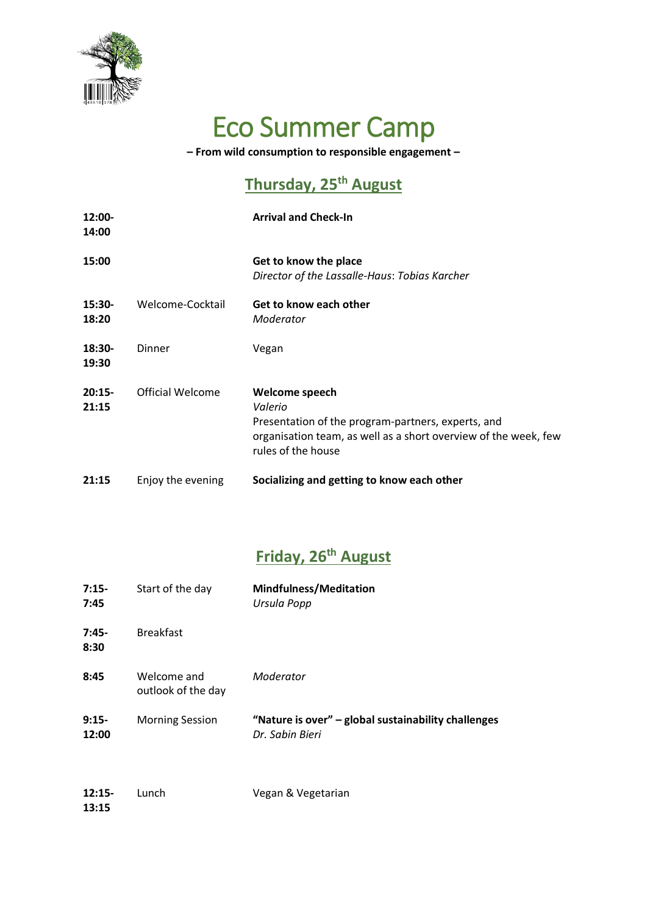# Eco Summer Camp

**– From wild consumption to responsible engagement –**

## Thursday, 25th August

| | | |
|---|---|---|
| **12:00-14:00** | | **Arrival and Check-In** |
| **15:00** | | **Get to know the place**<br>*Director of the Lassalle-Haus*: *Tobias Karcher* |
| **15:30-18:20** | Welcome-Cocktail | **Get to know each other**<br>*Moderator* |
| **18:30-19:30** | Dinner | Vegan |
| **20:15-21:15** | Official Welcome | **Welcome speech**<br>*Valerio*<br>Presentation of the program-partners, experts, and organisation team, as well as a short overview of the week, few rules of the house |
| **21:15** | Enjoy the evening | **Socializing and getting to know each other** |

## Friday, 26th August

| | | |
|---|---|---|
| **7:15-7:45** | Start of the day | **Mindfulness/Meditation**<br>*Ursula Popp* |
| **7:45-8:30** | Breakfast | |
| **8:45** | Welcome and outlook of the day | *Moderator* |
| **9:15-12:00** | Morning Session | **"Nature is over" – global sustainability challenges**<br>*Dr. Sabin Bieri* |
| **12:15-13:15** | Lunch | Vegan & Vegetarian |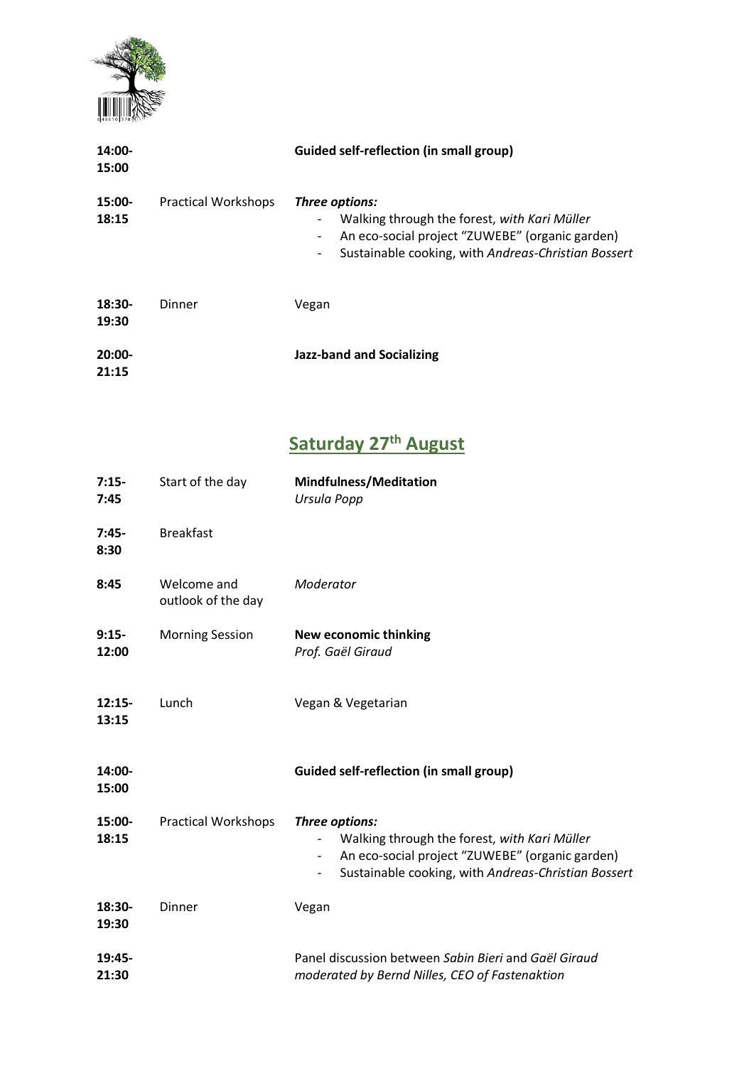| | | |
|---|---|---|
| **14:00-15:00** | | **Guided self-reflection (in small group)** |
| **15:00-18:15** | Practical Workshops | ***Three options:***<br>- Walking through the forest, *with Kari Müller*<br>- An eco-social project "ZUWEBE" (organic garden)<br>- Sustainable cooking, with *Andreas-Christian Bossert* |
| **18:30-19:30** | Dinner | Vegan |
| **20:00-21:15** | | **Jazz-band and Socializing** |

## Saturday 27th August

| | | |
|---|---|---|
| **7:15-7:45** | Start of the day | **Mindfulness/Meditation**<br>*Ursula Popp* |
| **7:45-8:30** | Breakfast | |
| **8:45** | Welcome and outlook of the day | *Moderator* |
| **9:15-12:00** | Morning Session | **New economic thinking**<br>*Prof. Gaël Giraud* |
| **12:15-13:15** | Lunch | Vegan & Vegetarian |
| **14:00-15:00** | | **Guided self-reflection (in small group)** |
| **15:00-18:15** | Practical Workshops | ***Three options:***<br>- Walking through the forest, *with Kari Müller*<br>- An eco-social project "ZUWEBE" (organic garden)<br>- Sustainable cooking, with *Andreas-Christian Bossert* |
| **18:30-19:30** | Dinner | Vegan |
| **19:45-21:30** | | Panel discussion between *Sabin Bieri* and *Gaël Giraud*<br>*moderated by Bernd Nilles, CEO of Fastenaktion* |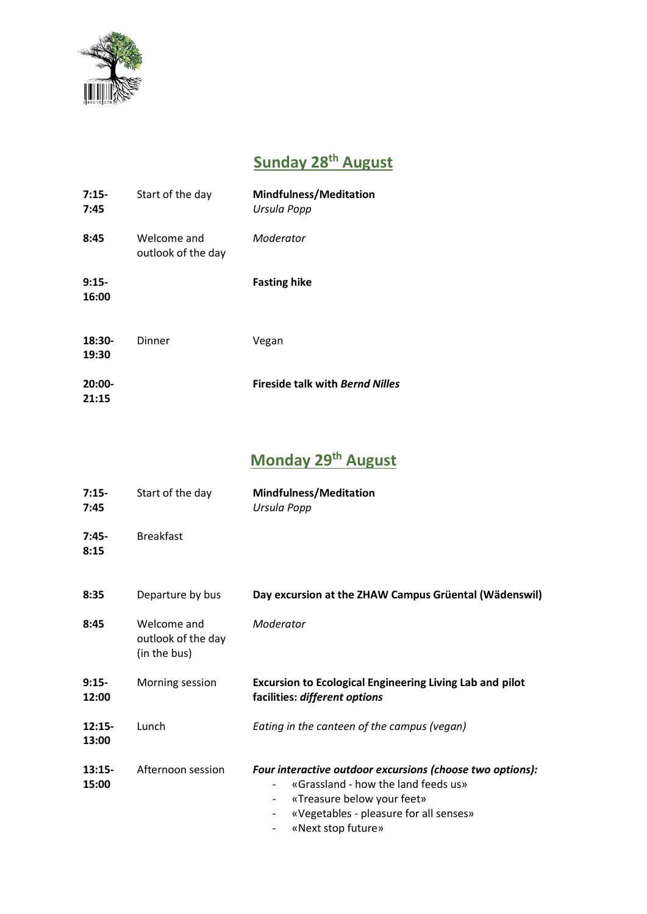## Sunday 28th August

| | | |
|---|---|---|
| **7:15-7:45** | Start of the day | **Mindfulness/Meditation** *Ursula Popp* |
| **8:45** | Welcome and outlook of the day | *Moderator* |
| **9:15-16:00** | | **Fasting hike** |
| **18:30-19:30** | Dinner | Vegan |
| **20:00-21:15** | | **Fireside talk with *Bernd Nilles*** |

## Monday 29th August

| | | |
|---|---|---|
| **7:15-7:45** | Start of the day | **Mindfulness/Meditation** *Ursula Popp* |
| **7:45-8:15** | Breakfast | |
| **8:35** | Departure by bus | **Day excursion at the ZHAW Campus Grüental (Wädenswil)** |
| **8:45** | Welcome and outlook of the day (in the bus) | *Moderator* |
| **9:15-12:00** | Morning session | **Excursion to Ecological Engineering Living Lab and pilot facilities: *different options*** |
| **12:15-13:00** | Lunch | *Eating in the canteen of the campus (vegan)* |
| **13:15-15:00** | Afternoon session | ***Four interactive outdoor excursions (choose two options):*** <br>- «Grassland - how the land feeds us» <br>- «Treasure below your feet» <br>- «Vegetables - pleasure for all senses» <br>- «Next stop future» |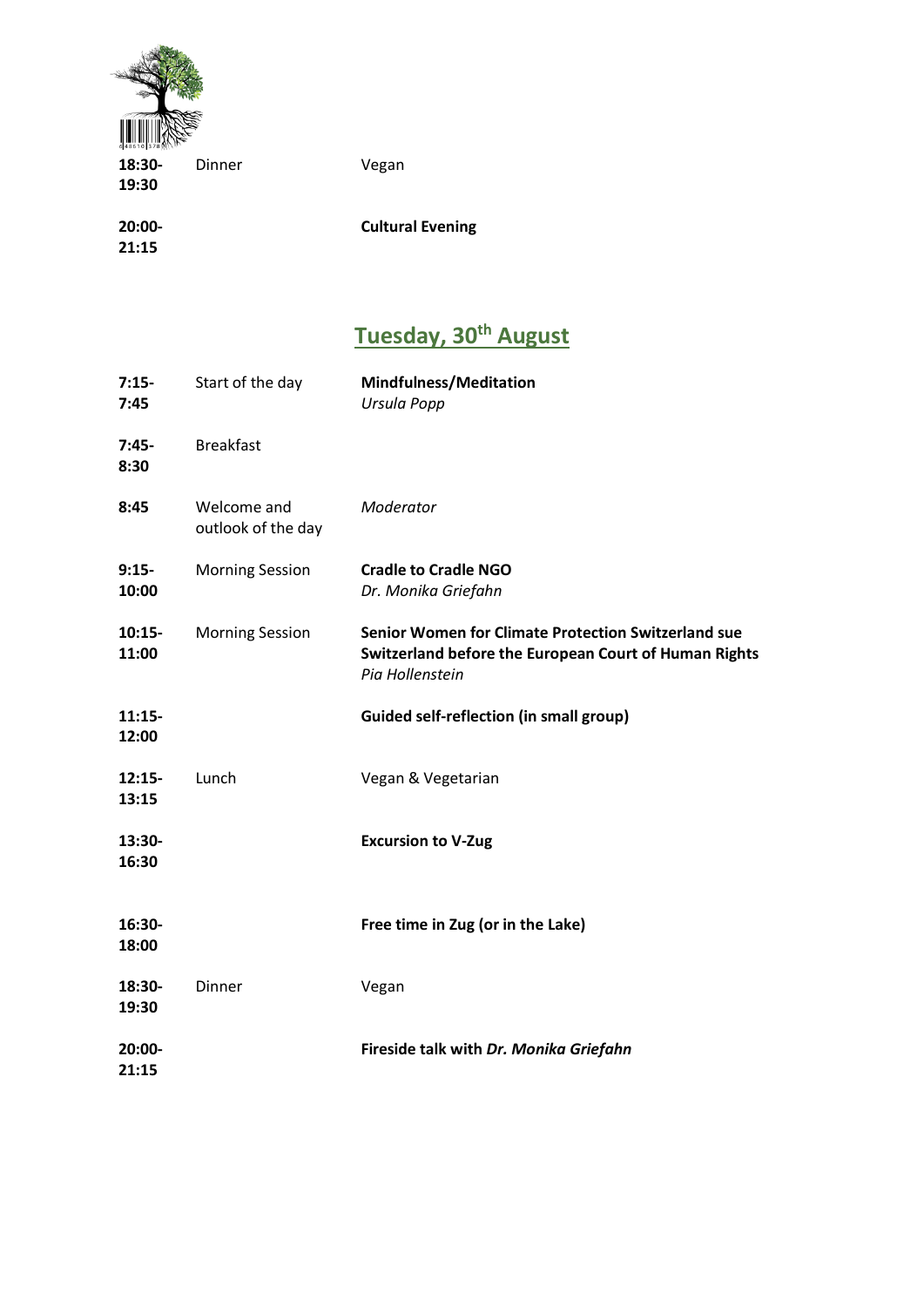| | | |
|---|---|---|
| **18:30-19:30** | Dinner | Vegan |
| **20:00-21:15** | | **Cultural Evening** |

## Tuesday, 30th August

| | | |
|---|---|---|
| **7:15-7:45** | Start of the day | **Mindfulness/Meditation**<br>*Ursula Popp* |
| **7:45-8:30** | Breakfast | |
| **8:45** | Welcome and outlook of the day | *Moderator* |
| **9:15-10:00** | Morning Session | **Cradle to Cradle NGO**<br>*Dr. Monika Griefahn* |
| **10:15-11:00** | Morning Session | **Senior Women for Climate Protection Switzerland sue Switzerland before the European Court of Human Rights**<br>*Pia Hollenstein* |
| **11:15-12:00** | | **Guided self-reflection (in small group)** |
| **12:15-13:15** | Lunch | Vegan & Vegetarian |
| **13:30-16:30** | | **Excursion to V-Zug** |
| **16:30-18:00** | | **Free time in Zug (or in the Lake)** |
| **18:30-19:30** | Dinner | Vegan |
| **20:00-21:15** | | **Fireside talk with *Dr. Monika Griefahn*** |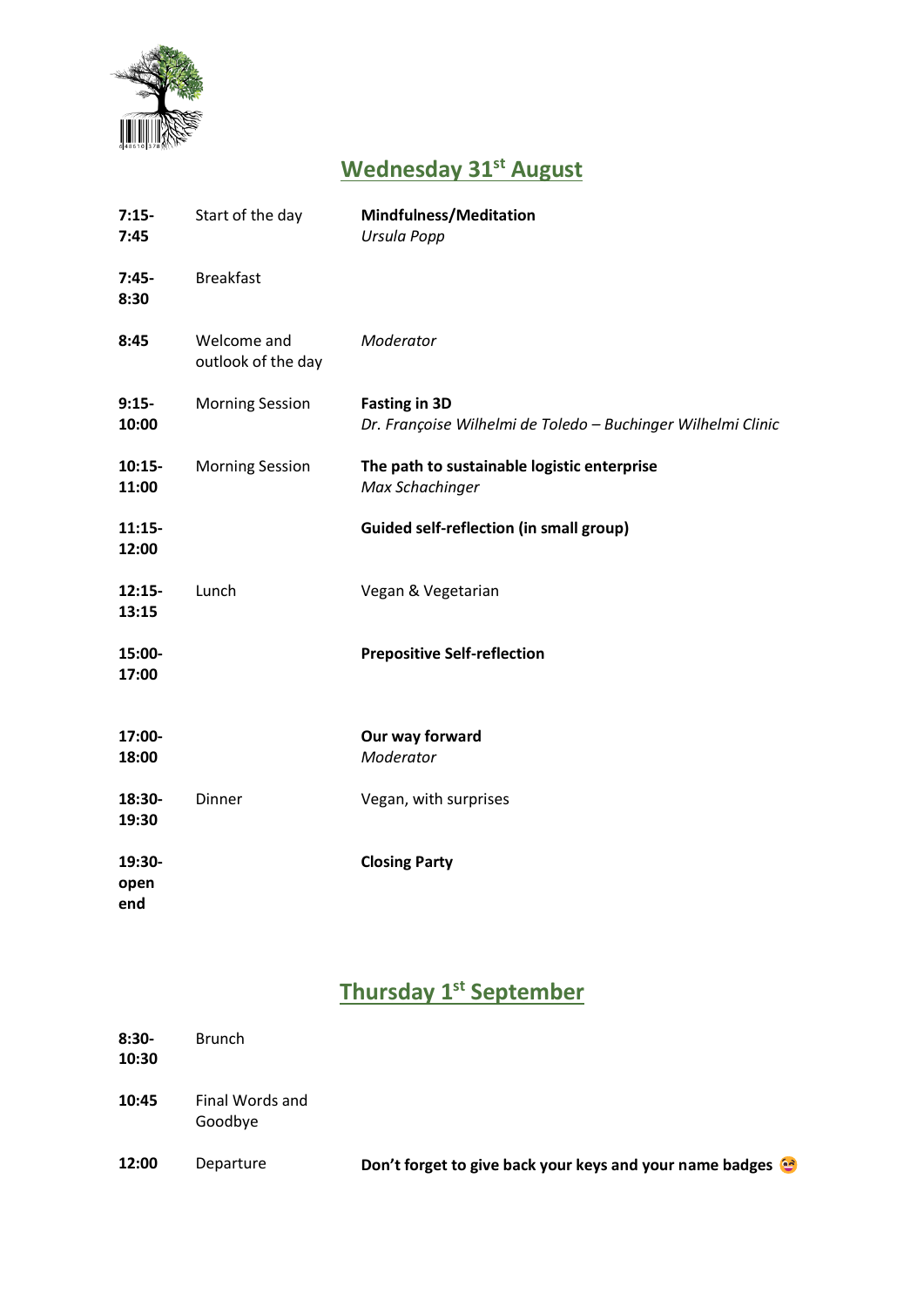## Wednesday 31st August

| | | |
|---|---|---|
| **7:15-7:45** | Start of the day | **Mindfulness/Meditation**<br>*Ursula Popp* |
| **7:45-8:30** | Breakfast | |
| **8:45** | Welcome and outlook of the day | *Moderator* |
| **9:15-10:00** | Morning Session | **Fasting in 3D**<br>*Dr. Françoise Wilhelmi de Toledo – Buchinger Wilhelmi Clinic* |
| **10:15-11:00** | Morning Session | **The path to sustainable logistic enterprise**<br>*Max Schachinger* |
| **11:15-12:00** | | **Guided self-reflection (in small group)** |
| **12:15-13:15** | Lunch | Vegan & Vegetarian |
| **15:00-17:00** | | **Prepositive Self-reflection** |
| **17:00-18:00** | | **Our way forward**<br>*Moderator* |
| **18:30-19:30** | Dinner | Vegan, with surprises |
| **19:30-open end** | | **Closing Party** |

## Thursday 1st September

| | | |
|---|---|---|
| **8:30-10:30** | Brunch | |
| **10:45** | Final Words and Goodbye | |
| **12:00** | Departure | **Don't forget to give back your keys and your name badges** 😎 |